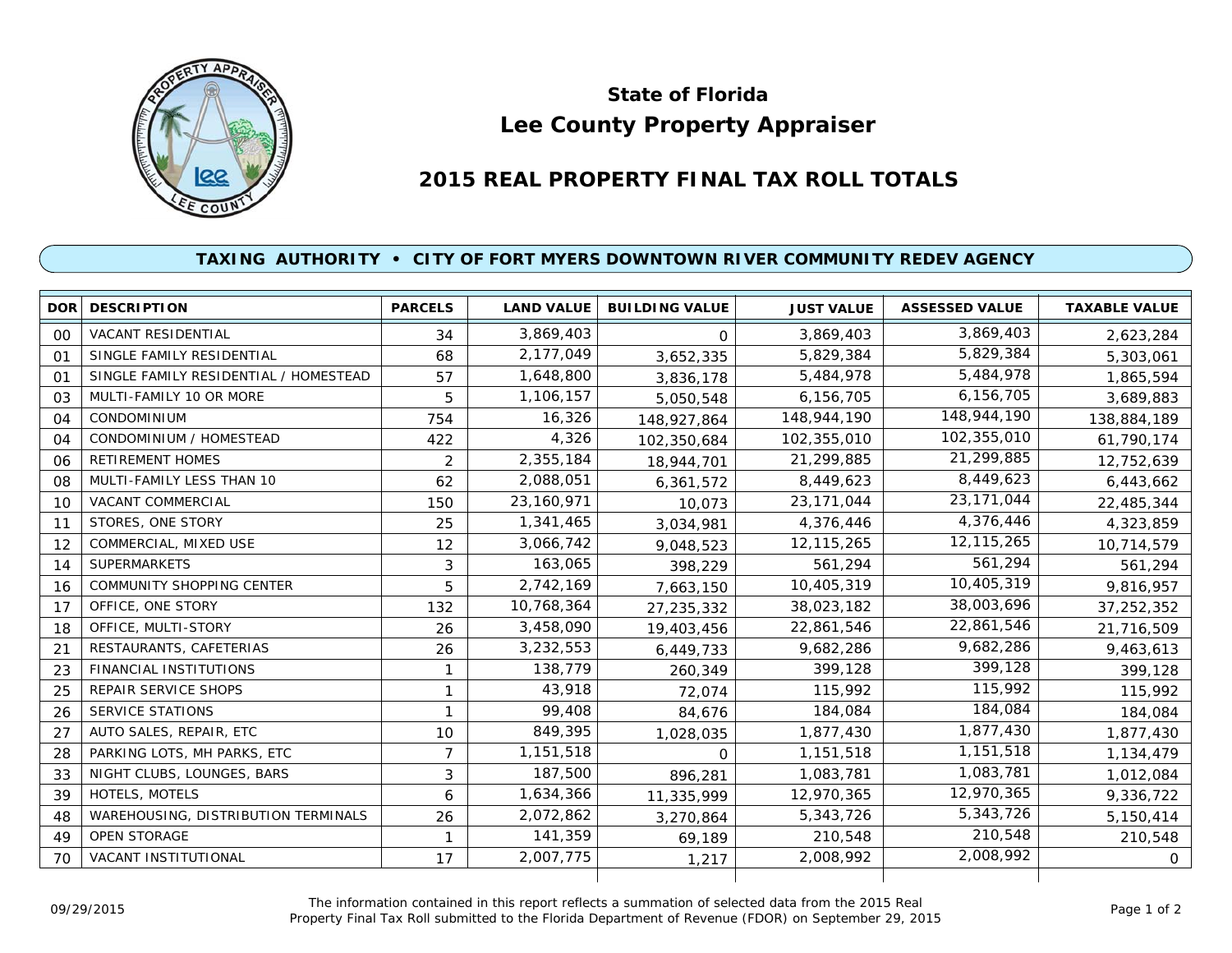# State of Florida

# Lee County Property Appraiser

## 2015 REAL PROPERTY FINAL TAX ROLL TOTALS

### TAXING AUTHORITY • CITY OF FORT MYERS DOWNTOWN RIVER COMMUNITY REDEV AGENCY

| DOR | DESCRIPTION | PARCELS | LAND VALUE | BUILDING VALUE | JUST VALUE | ASSESSED VALUE | TAXABLE VALUE |
|---|---|---|---|---|---|---|---|
| 00 | VACANT RESIDENTIAL | 34 | 3,869,403 | 0 | 3,869,403 | 3,869,403 | 2,623,284 |
| 01 | SINGLE FAMILY RESIDENTIAL | 68 | 2,177,049 | 3,652,335 | 5,829,384 | 5,829,384 | 5,303,061 |
| 01 | SINGLE FAMILY RESIDENTIAL / HOMESTEAD | 57 | 1,648,800 | 3,836,178 | 5,484,978 | 5,484,978 | 1,865,594 |
| 03 | MULTI-FAMILY 10 OR MORE | 5 | 1,106,157 | 5,050,548 | 6,156,705 | 6,156,705 | 3,689,883 |
| 04 | CONDOMINIUM | 754 | 16,326 | 148,927,864 | 148,944,190 | 148,944,190 | 138,884,189 |
| 04 | CONDOMINIUM / HOMESTEAD | 422 | 4,326 | 102,350,684 | 102,355,010 | 102,355,010 | 61,790,174 |
| 06 | RETIREMENT HOMES | 2 | 2,355,184 | 18,944,701 | 21,299,885 | 21,299,885 | 12,752,639 |
| 08 | MULTI-FAMILY LESS THAN 10 | 62 | 2,088,051 | 6,361,572 | 8,449,623 | 8,449,623 | 6,443,662 |
| 10 | VACANT COMMERCIAL | 150 | 23,160,971 | 10,073 | 23,171,044 | 23,171,044 | 22,485,344 |
| 11 | STORES, ONE STORY | 25 | 1,341,465 | 3,034,981 | 4,376,446 | 4,376,446 | 4,323,859 |
| 12 | COMMERCIAL, MIXED USE | 12 | 3,066,742 | 9,048,523 | 12,115,265 | 12,115,265 | 10,714,579 |
| 14 | SUPERMARKETS | 3 | 163,065 | 398,229 | 561,294 | 561,294 | 561,294 |
| 16 | COMMUNITY SHOPPING CENTER | 5 | 2,742,169 | 7,663,150 | 10,405,319 | 10,405,319 | 9,816,957 |
| 17 | OFFICE, ONE STORY | 132 | 10,768,364 | 27,235,332 | 38,023,182 | 38,003,696 | 37,252,352 |
| 18 | OFFICE, MULTI-STORY | 26 | 3,458,090 | 19,403,456 | 22,861,546 | 22,861,546 | 21,716,509 |
| 21 | RESTAURANTS, CAFETERIAS | 26 | 3,232,553 | 6,449,733 | 9,682,286 | 9,682,286 | 9,463,613 |
| 23 | FINANCIAL INSTITUTIONS | 1 | 138,779 | 260,349 | 399,128 | 399,128 | 399,128 |
| 25 | REPAIR SERVICE SHOPS | 1 | 43,918 | 72,074 | 115,992 | 115,992 | 115,992 |
| 26 | SERVICE STATIONS | 1 | 99,408 | 84,676 | 184,084 | 184,084 | 184,084 |
| 27 | AUTO SALES, REPAIR, ETC | 10 | 849,395 | 1,028,035 | 1,877,430 | 1,877,430 | 1,877,430 |
| 28 | PARKING LOTS, MH PARKS, ETC | 7 | 1,151,518 | 0 | 1,151,518 | 1,151,518 | 1,134,479 |
| 33 | NIGHT CLUBS, LOUNGES, BARS | 3 | 187,500 | 896,281 | 1,083,781 | 1,083,781 | 1,012,084 |
| 39 | HOTELS, MOTELS | 6 | 1,634,366 | 11,335,999 | 12,970,365 | 12,970,365 | 9,336,722 |
| 48 | WAREHOUSING, DISTRIBUTION TERMINALS | 26 | 2,072,862 | 3,270,864 | 5,343,726 | 5,343,726 | 5,150,414 |
| 49 | OPEN STORAGE | 1 | 141,359 | 69,189 | 210,548 | 210,548 | 210,548 |
| 70 | VACANT INSTITUTIONAL | 17 | 2,007,775 | 1,217 | 2,008,992 | 2,008,992 | 0 |

09/29/2015

The information contained in this report reflects a summation of selected data from the 2015 Real Property Final Tax Roll submitted to the Florida Department of Revenue (FDOR) on September 29, 2015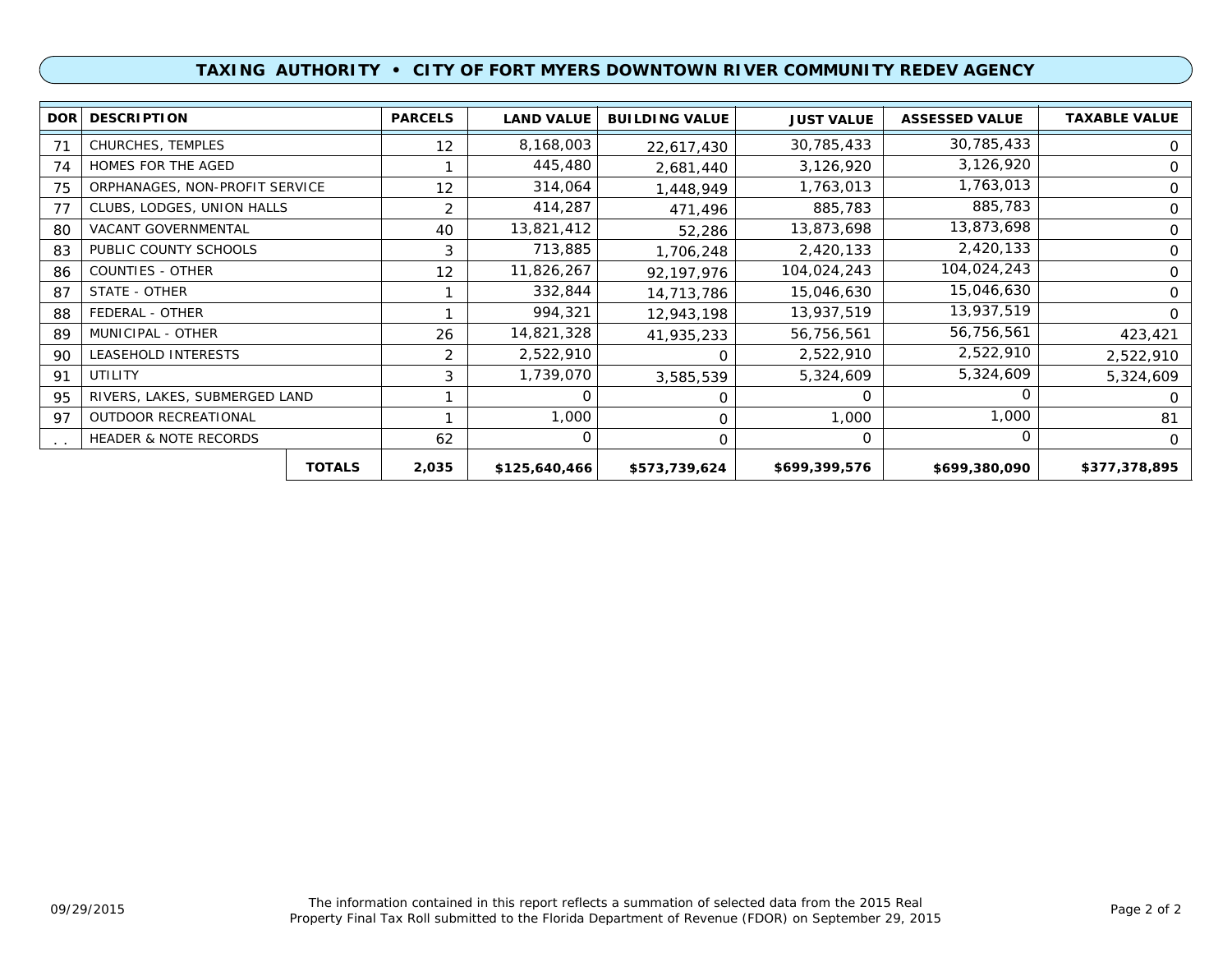## TAXING AUTHORITY • CITY OF FORT MYERS DOWNTOWN RIVER COMMUNITY REDEV AGENCY

| DOR | DESCRIPTION | PARCELS | LAND VALUE | BUILDING VALUE | JUST VALUE | ASSESSED VALUE | TAXABLE VALUE |
|---|---|---|---|---|---|---|---|
| 71 | CHURCHES, TEMPLES | 12 | 8,168,003 | 22,617,430 | 30,785,433 | 30,785,433 | 0 |
| 74 | HOMES FOR THE AGED | 1 | 445,480 | 2,681,440 | 3,126,920 | 3,126,920 | 0 |
| 75 | ORPHANAGES, NON-PROFIT SERVICE | 12 | 314,064 | 1,448,949 | 1,763,013 | 1,763,013 | 0 |
| 77 | CLUBS, LODGES, UNION HALLS | 2 | 414,287 | 471,496 | 885,783 | 885,783 | 0 |
| 80 | VACANT GOVERNMENTAL | 40 | 13,821,412 | 52,286 | 13,873,698 | 13,873,698 | 0 |
| 83 | PUBLIC COUNTY SCHOOLS | 3 | 713,885 | 1,706,248 | 2,420,133 | 2,420,133 | 0 |
| 86 | COUNTIES - OTHER | 12 | 11,826,267 | 92,197,976 | 104,024,243 | 104,024,243 | 0 |
| 87 | STATE - OTHER | 1 | 332,844 | 14,713,786 | 15,046,630 | 15,046,630 | 0 |
| 88 | FEDERAL - OTHER | 1 | 994,321 | 12,943,198 | 13,937,519 | 13,937,519 | 0 |
| 89 | MUNICIPAL - OTHER | 26 | 14,821,328 | 41,935,233 | 56,756,561 | 56,756,561 | 423,421 |
| 90 | LEASEHOLD INTERESTS | 2 | 2,522,910 | 0 | 2,522,910 | 2,522,910 | 2,522,910 |
| 91 | UTILITY | 3 | 1,739,070 | 3,585,539 | 5,324,609 | 5,324,609 | 5,324,609 |
| 95 | RIVERS, LAKES, SUBMERGED LAND | 1 | 0 | 0 | 0 | 0 | 0 |
| 97 | OUTDOOR RECREATIONAL | 1 | 1,000 | 0 | 1,000 | 1,000 | 81 |
| . . | HEADER & NOTE RECORDS | 62 | 0 | 0 | 0 | 0 | 0 |
| | **TOTALS** | **2,035** | **$125,640,466** | **$573,739,624** | **$699,399,576** | **$699,380,090** | **$377,378,895** |

09/29/2015

The information contained in this report reflects a summation of selected data from the 2015 Real Property Final Tax Roll submitted to the Florida Department of Revenue (FDOR) on September 29, 2015